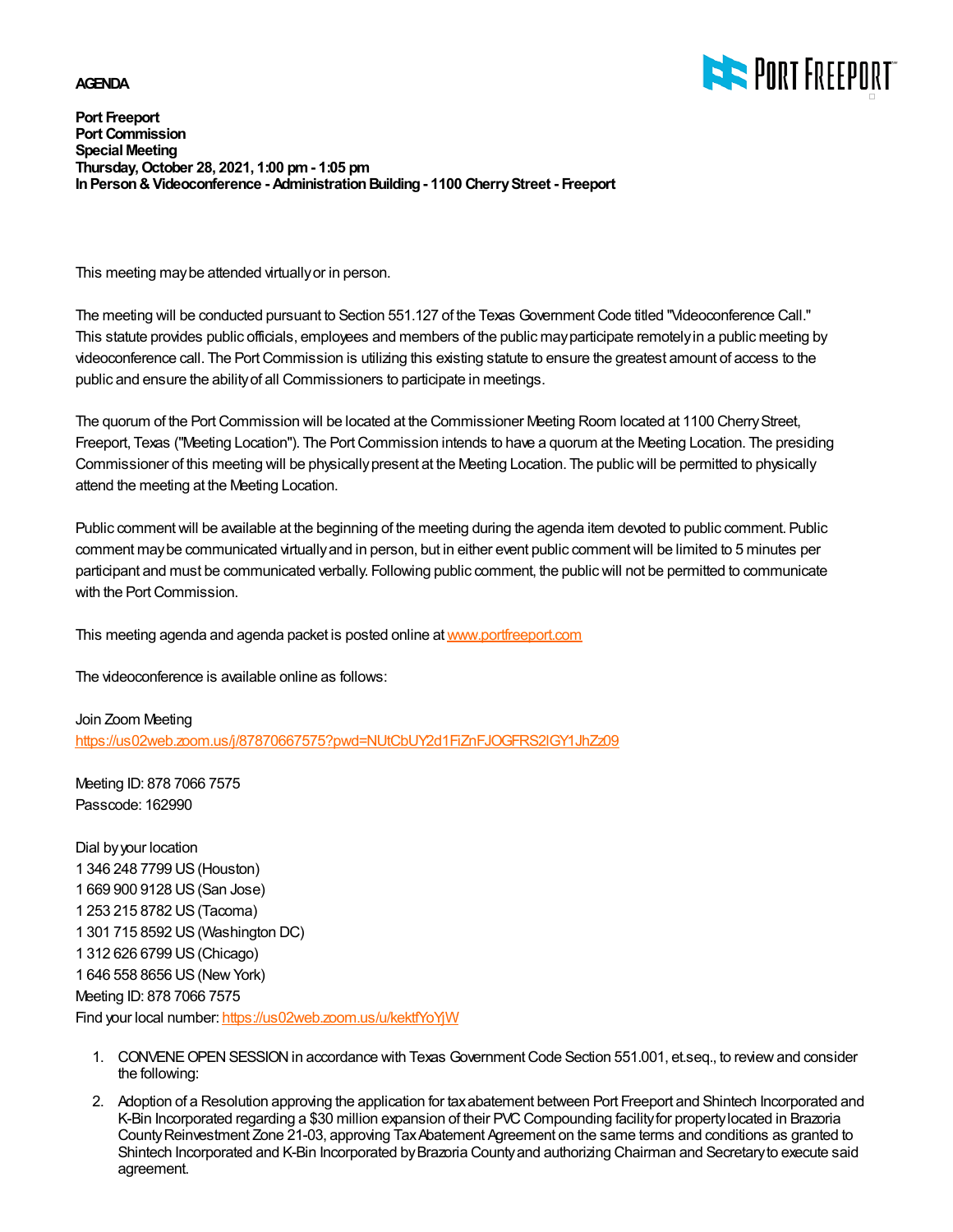**AGENDA**

**Port Freeport**
**Port Commission**
**Special Meeting**
**Thursday, October 28, 2021, 1:00 pm - 1:05 pm**
**In Person & Videoconference - Administration Building - 1100 Cherry Street - Freeport**

This meeting may be attended virtually or in person.

The meeting will be conducted pursuant to Section 551.127 of the Texas Government Code titled "Videoconference Call." This statute provides public officials, employees and members of the public may participate remotely in a public meeting by videoconference call. The Port Commission is utilizing this existing statute to ensure the greatest amount of access to the public and ensure the ability of all Commissioners to participate in meetings.

The quorum of the Port Commission will be located at the Commissioner Meeting Room located at 1100 Cherry Street, Freeport, Texas ("Meeting Location"). The Port Commission intends to have a quorum at the Meeting Location. The presiding Commissioner of this meeting will be physically present at the Meeting Location. The public will be permitted to physically attend the meeting at the Meeting Location.

Public comment will be available at the beginning of the meeting during the agenda item devoted to public comment. Public comment may be communicated virtually and in person, but in either event public comment will be limited to 5 minutes per participant and must be communicated verbally. Following public comment, the public will not be permitted to communicate with the Port Commission.

This meeting agenda and agenda packet is posted online at www.portfreeport.com

The videoconference is available online as follows:

Join Zoom Meeting
https://us02web.zoom.us/j/87870667575?pwd=NUtCbUY2d1FiZnFJOGFRS2lGY1JhZz09

Meeting ID: 878 7066 7575
Passcode: 162990

Dial by your location
1 346 248 7799 US (Houston)
1 669 900 9128 US (San Jose)
1 253 215 8782 US (Tacoma)
1 301 715 8592 US (Washington DC)
1 312 626 6799 US (Chicago)
1 646 558 8656 US (New York)
Meeting ID: 878 7066 7575
Find your local number: https://us02web.zoom.us/u/kektfYoYjW

1. CONVENE OPEN SESSION in accordance with Texas Government Code Section 551.001, et.seq., to review and consider the following:
2. Adoption of a Resolution approving the application for tax abatement between Port Freeport and Shintech Incorporated and K-Bin Incorporated regarding a $30 million expansion of their PVC Compounding facility for property located in Brazoria County Reinvestment Zone 21-03, approving Tax Abatement Agreement on the same terms and conditions as granted to Shintech Incorporated and K-Bin Incorporated by Brazoria County and authorizing Chairman and Secretary to execute said agreement.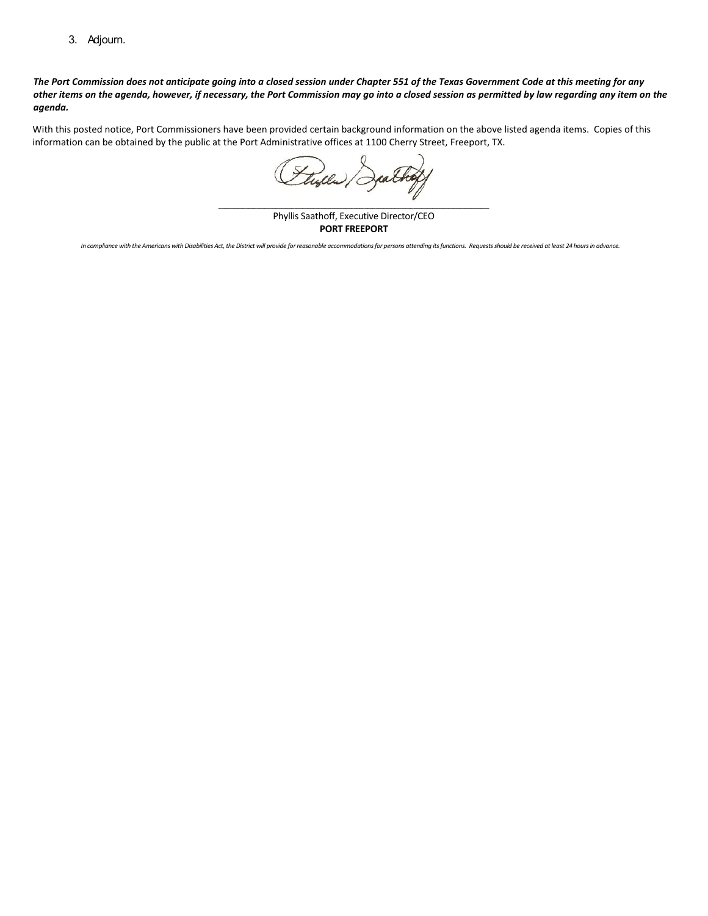3. Adjourn.

***The Port Commission does not anticipate going into a closed session under Chapter 551 of the Texas Government Code at this meeting for any other items on the agenda, however, if necessary, the Port Commission may go into a closed session as permitted by law regarding any item on the agenda.***

With this posted notice, Port Commissioners have been provided certain background information on the above listed agenda items. Copies of this information can be obtained by the public at the Port Administrative offices at 1100 Cherry Street, Freeport, TX.

\_\_\_\_\_\_\_\_\_\_\_\_\_\_\_\_\_\_\_\_\_\_\_\_\_\_\_\_\_\_\_\_\_\_\_\_\_\_\_\_\_\_\_\_\_\_\_\_\_\_\_\_\_\_

Phyllis Saathoff, Executive Director/CEO

**PORT FREEPORT**

*In compliance with the Americans with Disabilities Act, the District will provide for reasonable accommodations for persons attending its functions. Requests should be received at least 24 hours in advance.*